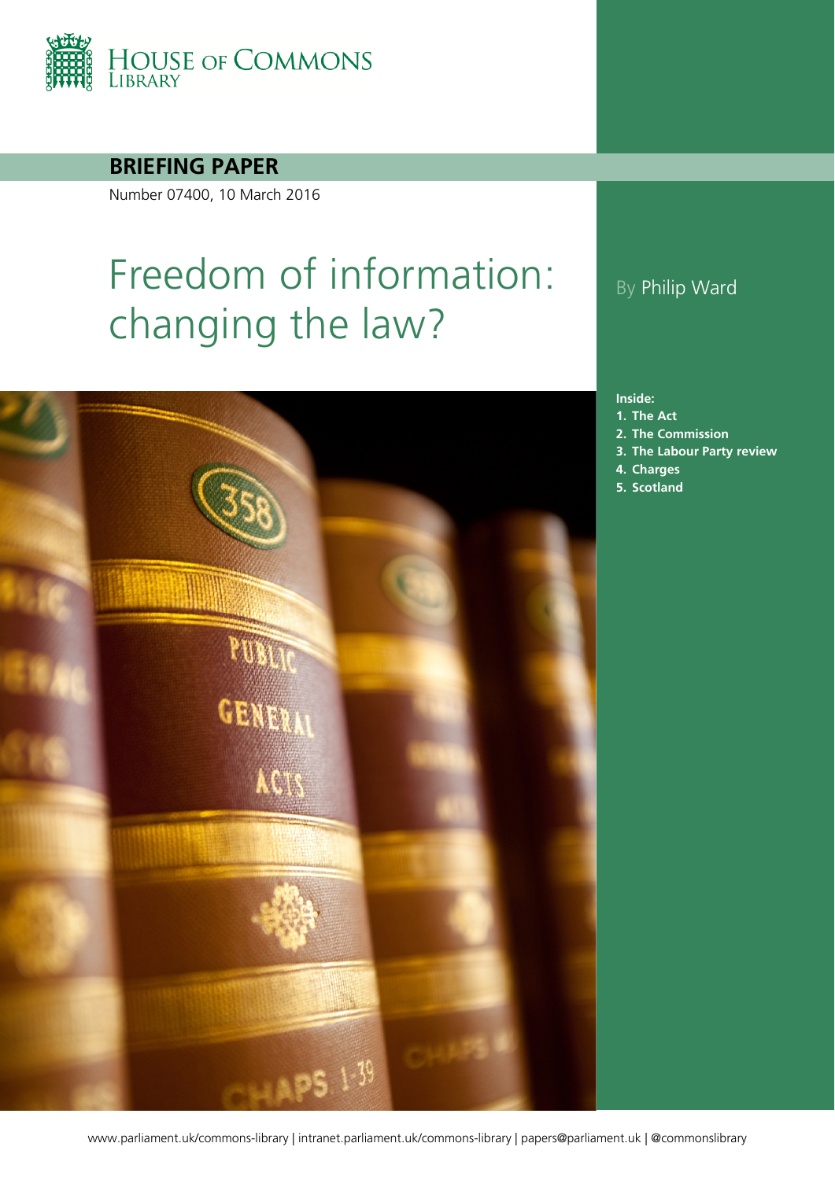House of Commons Library

**BRIEFING PAPER**

Number 07400, 10 March 2016

# Freedom of information: changing the law?

By Philip Ward

**Inside:**

1. The Act
2. The Commission
3. The Labour Party review
4. Charges
5. Scotland

www.parliament.uk/commons-library | intranet.parliament.uk/commons-library | papers@parliament.uk | @commonslibrary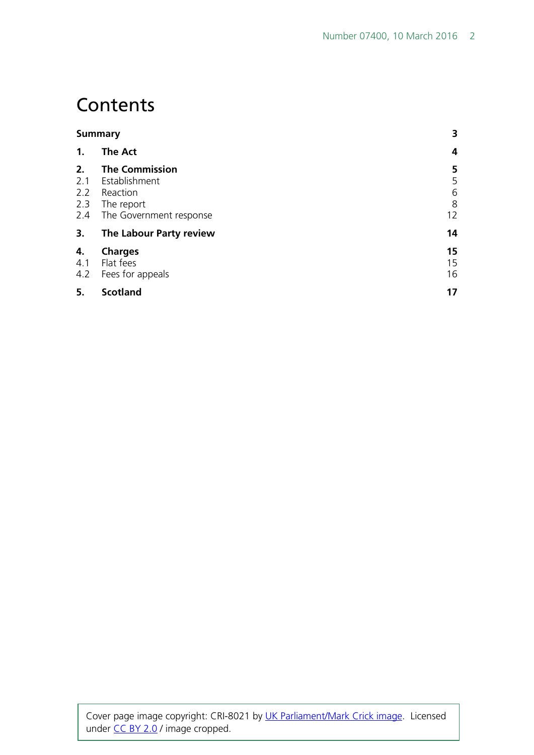# Contents

| | | |
|---|---|---|
| **Summary** | | **3** |
| **1.** | **The Act** | **4** |
| **2.** | **The Commission** | **5** |
| 2.1 | Establishment | 5 |
| 2.2 | Reaction | 6 |
| 2.3 | The report | 8 |
| 2.4 | The Government response | 12 |
| **3.** | **The Labour Party review** | **14** |
| **4.** | **Charges** | **15** |
| 4.1 | Flat fees | 15 |
| 4.2 | Fees for appeals | 16 |
| **5.** | **Scotland** | **17** |

Cover page image copyright: CRI-8021 by UK Parliament/Mark Crick image. Licensed under CC BY 2.0 / image cropped.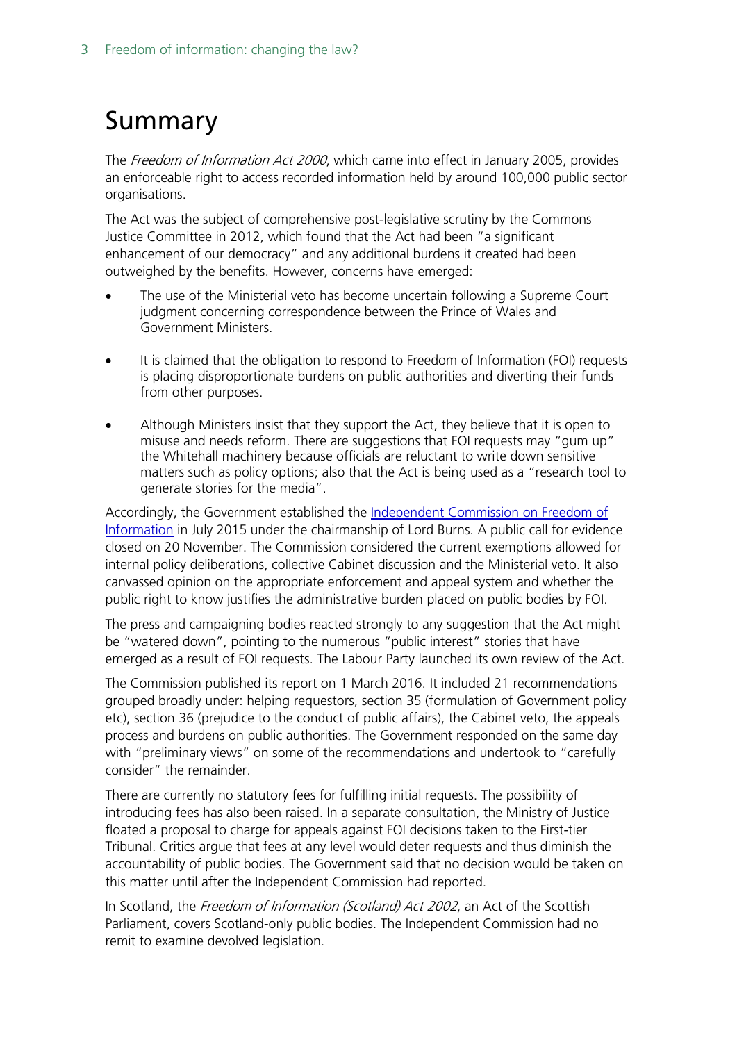# Summary

The *Freedom of Information Act 2000*, which came into effect in January 2005, provides an enforceable right to access recorded information held by around 100,000 public sector organisations.

The Act was the subject of comprehensive post-legislative scrutiny by the Commons Justice Committee in 2012, which found that the Act had been "a significant enhancement of our democracy" and any additional burdens it created had been outweighed by the benefits. However, concerns have emerged:

- The use of the Ministerial veto has become uncertain following a Supreme Court judgment concerning correspondence between the Prince of Wales and Government Ministers.
- It is claimed that the obligation to respond to Freedom of Information (FOI) requests is placing disproportionate burdens on public authorities and diverting their funds from other purposes.
- Although Ministers insist that they support the Act, they believe that it is open to misuse and needs reform. There are suggestions that FOI requests may "gum up" the Whitehall machinery because officials are reluctant to write down sensitive matters such as policy options; also that the Act is being used as a "research tool to generate stories for the media".

Accordingly, the Government established the Independent Commission on Freedom of Information in July 2015 under the chairmanship of Lord Burns. A public call for evidence closed on 20 November. The Commission considered the current exemptions allowed for internal policy deliberations, collective Cabinet discussion and the Ministerial veto. It also canvassed opinion on the appropriate enforcement and appeal system and whether the public right to know justifies the administrative burden placed on public bodies by FOI.

The press and campaigning bodies reacted strongly to any suggestion that the Act might be "watered down", pointing to the numerous "public interest" stories that have emerged as a result of FOI requests. The Labour Party launched its own review of the Act.

The Commission published its report on 1 March 2016. It included 21 recommendations grouped broadly under: helping requestors, section 35 (formulation of Government policy etc), section 36 (prejudice to the conduct of public affairs), the Cabinet veto, the appeals process and burdens on public authorities. The Government responded on the same day with "preliminary views" on some of the recommendations and undertook to "carefully consider" the remainder.

There are currently no statutory fees for fulfilling initial requests. The possibility of introducing fees has also been raised. In a separate consultation, the Ministry of Justice floated a proposal to charge for appeals against FOI decisions taken to the First-tier Tribunal. Critics argue that fees at any level would deter requests and thus diminish the accountability of public bodies. The Government said that no decision would be taken on this matter until after the Independent Commission had reported.

In Scotland, the *Freedom of Information (Scotland) Act 2002*, an Act of the Scottish Parliament, covers Scotland-only public bodies. The Independent Commission had no remit to examine devolved legislation.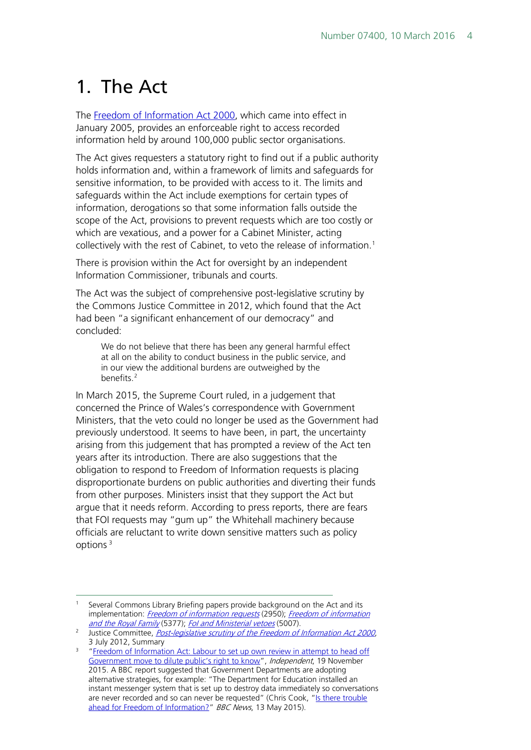# 1. The Act

The Freedom of Information Act 2000, which came into effect in January 2005, provides an enforceable right to access recorded information held by around 100,000 public sector organisations.

The Act gives requesters a statutory right to find out if a public authority holds information and, within a framework of limits and safeguards for sensitive information, to be provided with access to it. The limits and safeguards within the Act include exemptions for certain types of information, derogations so that some information falls outside the scope of the Act, provisions to prevent requests which are too costly or which are vexatious, and a power for a Cabinet Minister, acting collectively with the rest of Cabinet, to veto the release of information.[1]

There is provision within the Act for oversight by an independent Information Commissioner, tribunals and courts.

The Act was the subject of comprehensive post-legislative scrutiny by the Commons Justice Committee in 2012, which found that the Act had been "a significant enhancement of our democracy" and concluded:

> We do not believe that there has been any general harmful effect at all on the ability to conduct business in the public service, and in our view the additional burdens are outweighed by the benefits.[2]

In March 2015, the Supreme Court ruled, in a judgement that concerned the Prince of Wales's correspondence with Government Ministers, that the veto could no longer be used as the Government had previously understood. It seems to have been, in part, the uncertainty arising from this judgement that has prompted a review of the Act ten years after its introduction. There are also suggestions that the obligation to respond to Freedom of Information requests is placing disproportionate burdens on public authorities and diverting their funds from other purposes. Ministers insist that they support the Act but argue that it needs reform. According to press reports, there are fears that FOI requests may "gum up" the Whitehall machinery because officials are reluctant to write down sensitive matters such as policy options [3]

---

[1] Several Commons Library Briefing papers provide background on the Act and its implementation: *Freedom of information requests* (2950); *Freedom of information and the Royal Family* (5377); *FoI and Ministerial vetoes* (5007).

[2] Justice Committee, *Post-legislative scrutiny of the Freedom of Information Act 2000*, 3 July 2012, Summary

[3] "Freedom of Information Act: Labour to set up own review in attempt to head off Government move to dilute public's right to know", *Independent*, 19 November 2015. A BBC report suggested that Government Departments are adopting alternative strategies, for example: "The Department for Education installed an instant messenger system that is set up to destroy data immediately so conversations are never recorded and so can never be requested" (Chris Cook, "Is there trouble ahead for Freedom of Information?" *BBC News*, 13 May 2015).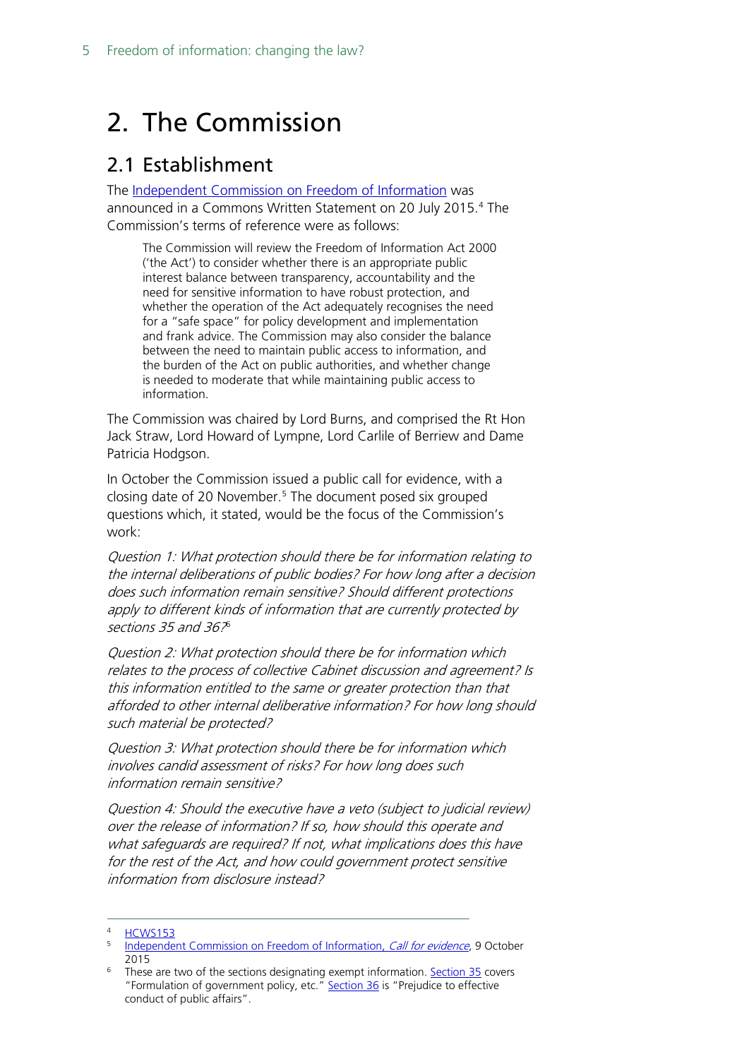# 2. The Commission

## 2.1 Establishment

The Independent Commission on Freedom of Information was announced in a Commons Written Statement on 20 July 2015.[4] The Commission's terms of reference were as follows:

> The Commission will review the Freedom of Information Act 2000 ('the Act') to consider whether there is an appropriate public interest balance between transparency, accountability and the need for sensitive information to have robust protection, and whether the operation of the Act adequately recognises the need for a "safe space" for policy development and implementation and frank advice. The Commission may also consider the balance between the need to maintain public access to information, and the burden of the Act on public authorities, and whether change is needed to moderate that while maintaining public access to information.

The Commission was chaired by Lord Burns, and comprised the Rt Hon Jack Straw, Lord Howard of Lympne, Lord Carlile of Berriew and Dame Patricia Hodgson.

In October the Commission issued a public call for evidence, with a closing date of 20 November.[5] The document posed six grouped questions which, it stated, would be the focus of the Commission's work:

*Question 1: What protection should there be for information relating to the internal deliberations of public bodies? For how long after a decision does such information remain sensitive? Should different protections apply to different kinds of information that are currently protected by sections 35 and 36?*[6]

*Question 2: What protection should there be for information which relates to the process of collective Cabinet discussion and agreement? Is this information entitled to the same or greater protection than that afforded to other internal deliberative information? For how long should such material be protected?*

*Question 3: What protection should there be for information which involves candid assessment of risks? For how long does such information remain sensitive?*

*Question 4: Should the executive have a veto (subject to judicial review) over the release of information? If so, how should this operate and what safeguards are required? If not, what implications does this have for the rest of the Act, and how could government protect sensitive information from disclosure instead?*

---

[4] HCWS153

[5] Independent Commission on Freedom of Information, *Call for evidence*, 9 October 2015

[6] These are two of the sections designating exempt information. Section 35 covers "Formulation of government policy, etc." Section 36 is "Prejudice to effective conduct of public affairs".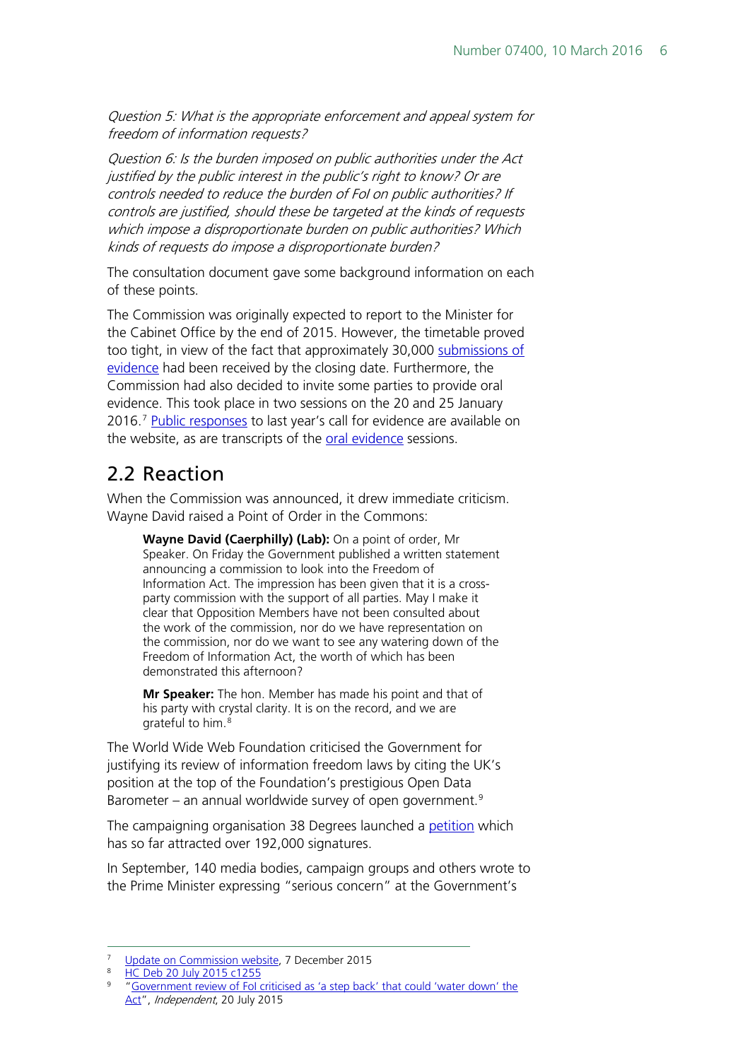*Question 5: What is the appropriate enforcement and appeal system for freedom of information requests?*

*Question 6: Is the burden imposed on public authorities under the Act justified by the public interest in the public's right to know? Or are controls needed to reduce the burden of FoI on public authorities? If controls are justified, should these be targeted at the kinds of requests which impose a disproportionate burden on public authorities? Which kinds of requests do impose a disproportionate burden?*

The consultation document gave some background information on each of these points.

The Commission was originally expected to report to the Minister for the Cabinet Office by the end of 2015. However, the timetable proved too tight, in view of the fact that approximately 30,000 submissions of evidence had been received by the closing date. Furthermore, the Commission had also decided to invite some parties to provide oral evidence. This took place in two sessions on the 20 and 25 January 2016.[7] Public responses to last year's call for evidence are available on the website, as are transcripts of the oral evidence sessions.

## 2.2 Reaction

When the Commission was announced, it drew immediate criticism. Wayne David raised a Point of Order in the Commons:

> **Wayne David (Caerphilly) (Lab):** On a point of order, Mr Speaker. On Friday the Government published a written statement announcing a commission to look into the Freedom of Information Act. The impression has been given that it is a cross-party commission with the support of all parties. May I make it clear that Opposition Members have not been consulted about the work of the commission, nor do we have representation on the commission, nor do we want to see any watering down of the Freedom of Information Act, the worth of which has been demonstrated this afternoon?
>
> **Mr Speaker:** The hon. Member has made his point and that of his party with crystal clarity. It is on the record, and we are grateful to him.[8]

The World Wide Web Foundation criticised the Government for justifying its review of information freedom laws by citing the UK's position at the top of the Foundation's prestigious Open Data Barometer – an annual worldwide survey of open government.[9]

The campaigning organisation 38 Degrees launched a petition which has so far attracted over 192,000 signatures.

In September, 140 media bodies, campaign groups and others wrote to the Prime Minister expressing "serious concern" at the Government's

---

7 Update on Commission website, 7 December 2015

8 HC Deb 20 July 2015 c1255

9 "Government review of FoI criticised as 'a step back' that could 'water down' the Act", *Independent*, 20 July 2015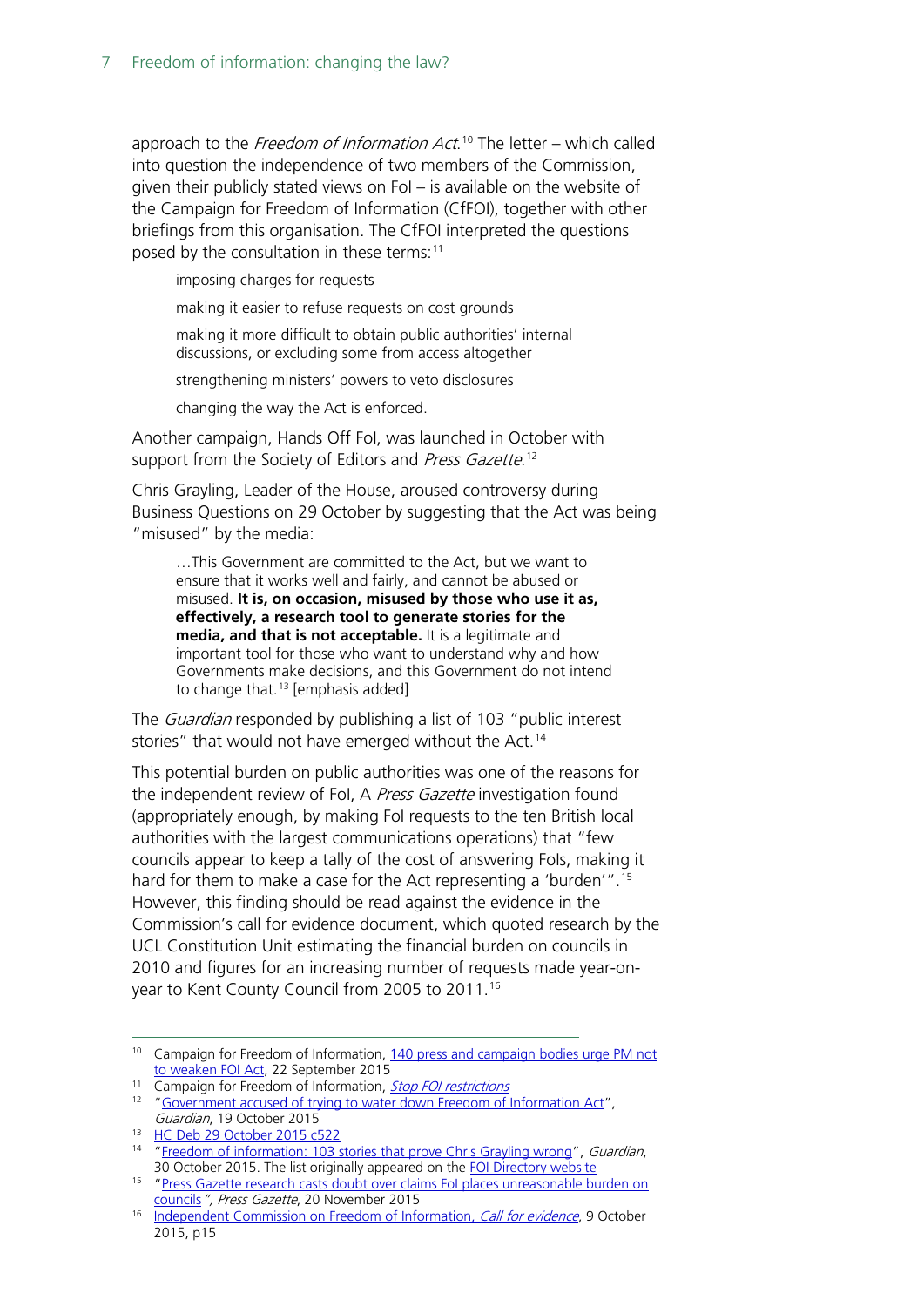approach to the *Freedom of Information Act*.[10] The letter – which called into question the independence of two members of the Commission, given their publicly stated views on FoI – is available on the website of the Campaign for Freedom of Information (CfFOI), together with other briefings from this organisation. The CfFOI interpreted the questions posed by the consultation in these terms:[11]

> imposing charges for requests
>
> making it easier to refuse requests on cost grounds
>
> making it more difficult to obtain public authorities' internal discussions, or excluding some from access altogether
>
> strengthening ministers' powers to veto disclosures
>
> changing the way the Act is enforced.

Another campaign, Hands Off FoI, was launched in October with support from the Society of Editors and *Press Gazette*.[12]

Chris Grayling, Leader of the House, aroused controversy during Business Questions on 29 October by suggesting that the Act was being "misused" by the media:

> …This Government are committed to the Act, but we want to ensure that it works well and fairly, and cannot be abused or misused. **It is, on occasion, misused by those who use it as, effectively, a research tool to generate stories for the media, and that is not acceptable.** It is a legitimate and important tool for those who want to understand why and how Governments make decisions, and this Government do not intend to change that.[13] [emphasis added]

The *Guardian* responded by publishing a list of 103 "public interest stories" that would not have emerged without the Act.[14]

This potential burden on public authorities was one of the reasons for the independent review of FoI, A *Press Gazette* investigation found (appropriately enough, by making FoI requests to the ten British local authorities with the largest communications operations) that "few councils appear to keep a tally of the cost of answering FoIs, making it hard for them to make a case for the Act representing a 'burden'".[15] However, this finding should be read against the evidence in the Commission's call for evidence document, which quoted research by the UCL Constitution Unit estimating the financial burden on councils in 2010 and figures for an increasing number of requests made year-on-year to Kent County Council from 2005 to 2011.[16]

---

[10] Campaign for Freedom of Information, 140 press and campaign bodies urge PM not to weaken FOI Act, 22 September 2015

[11] Campaign for Freedom of Information, *Stop FOI restrictions*

[12] "Government accused of trying to water down Freedom of Information Act", *Guardian*, 19 October 2015

[13] HC Deb 29 October 2015 c522

[14] "Freedom of information: 103 stories that prove Chris Grayling wrong", *Guardian*, 30 October 2015. The list originally appeared on the FOI Directory website

[15] "Press Gazette research casts doubt over claims FoI places unreasonable burden on councils", *Press Gazette*, 20 November 2015

[16] Independent Commission on Freedom of Information, *Call for evidence*, 9 October 2015, p15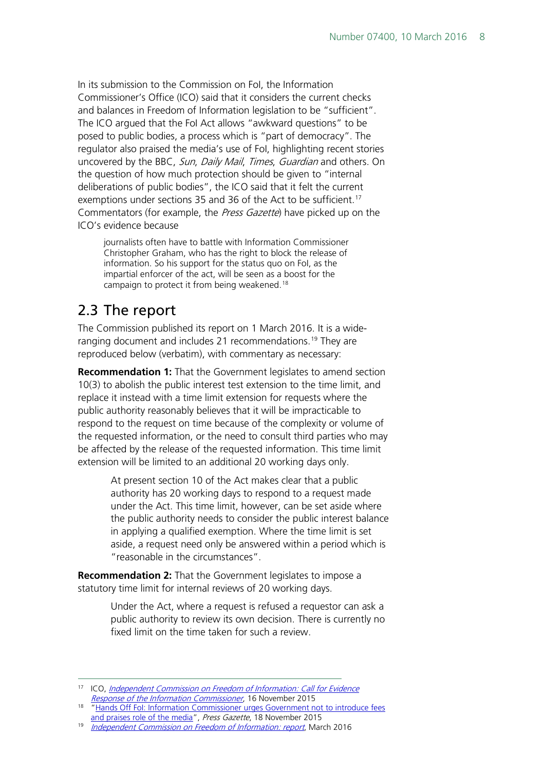In its submission to the Commission on FoI, the Information Commissioner's Office (ICO) said that it considers the current checks and balances in Freedom of Information legislation to be "sufficient". The ICO argued that the FoI Act allows "awkward questions" to be posed to public bodies, a process which is "part of democracy". The regulator also praised the media's use of FoI, highlighting recent stories uncovered by the BBC, *Sun*, *Daily Mail*, *Times*, *Guardian* and others. On the question of how much protection should be given to "internal deliberations of public bodies", the ICO said that it felt the current exemptions under sections 35 and 36 of the Act to be sufficient.[17] Commentators (for example, the *Press Gazette*) have picked up on the ICO's evidence because

> journalists often have to battle with Information Commissioner Christopher Graham, who has the right to block the release of information. So his support for the status quo on FoI, as the impartial enforcer of the act, will be seen as a boost for the campaign to protect it from being weakened.[18]

## 2.3 The report

The Commission published its report on 1 March 2016. It is a wide-ranging document and includes 21 recommendations.[19] They are reproduced below (verbatim), with commentary as necessary:

**Recommendation 1:** That the Government legislates to amend section 10(3) to abolish the public interest test extension to the time limit, and replace it instead with a time limit extension for requests where the public authority reasonably believes that it will be impracticable to respond to the request on time because of the complexity or volume of the requested information, or the need to consult third parties who may be affected by the release of the requested information. This time limit extension will be limited to an additional 20 working days only.

> At present section 10 of the Act makes clear that a public authority has 20 working days to respond to a request made under the Act. This time limit, however, can be set aside where the public authority needs to consider the public interest balance in applying a qualified exemption. Where the time limit is set aside, a request need only be answered within a period which is "reasonable in the circumstances".

**Recommendation 2:** That the Government legislates to impose a statutory time limit for internal reviews of 20 working days.

> Under the Act, where a request is refused a requestor can ask a public authority to review its own decision. There is currently no fixed limit on the time taken for such a review.

---

[17] ICO, *Independent Commission on Freedom of Information: Call for Evidence Response of the Information Commissioner*, 16 November 2015

[18] "Hands Off FoI: Information Commissioner urges Government not to introduce fees and praises role of the media", *Press Gazette*, 18 November 2015

[19] *Independent Commission on Freedom of Information: report*, March 2016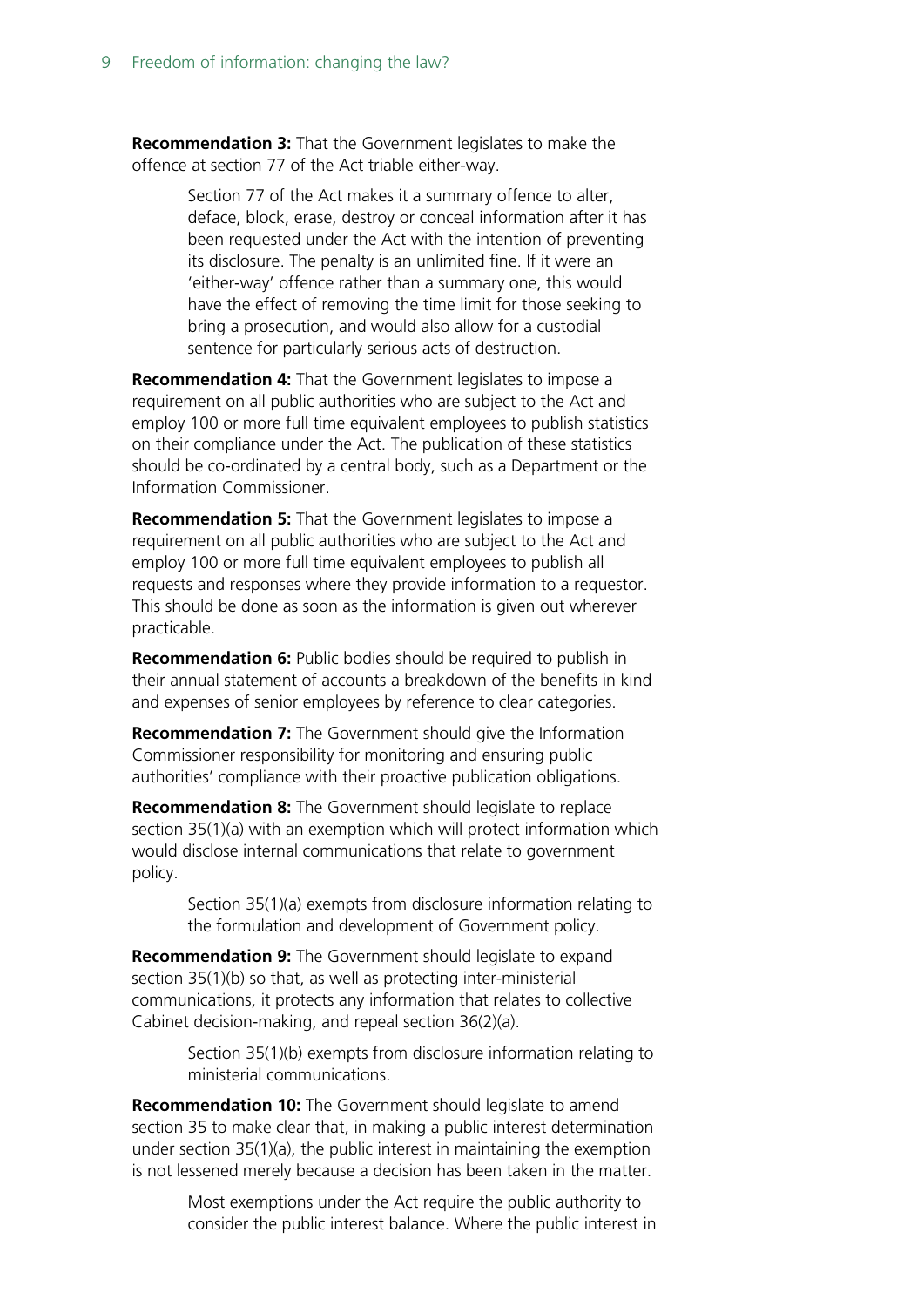**Recommendation 3:** That the Government legislates to make the offence at section 77 of the Act triable either-way.

> Section 77 of the Act makes it a summary offence to alter, deface, block, erase, destroy or conceal information after it has been requested under the Act with the intention of preventing its disclosure. The penalty is an unlimited fine. If it were an 'either-way' offence rather than a summary one, this would have the effect of removing the time limit for those seeking to bring a prosecution, and would also allow for a custodial sentence for particularly serious acts of destruction.

**Recommendation 4:** That the Government legislates to impose a requirement on all public authorities who are subject to the Act and employ 100 or more full time equivalent employees to publish statistics on their compliance under the Act. The publication of these statistics should be co-ordinated by a central body, such as a Department or the Information Commissioner.

**Recommendation 5:** That the Government legislates to impose a requirement on all public authorities who are subject to the Act and employ 100 or more full time equivalent employees to publish all requests and responses where they provide information to a requestor. This should be done as soon as the information is given out wherever practicable.

**Recommendation 6:** Public bodies should be required to publish in their annual statement of accounts a breakdown of the benefits in kind and expenses of senior employees by reference to clear categories.

**Recommendation 7:** The Government should give the Information Commissioner responsibility for monitoring and ensuring public authorities' compliance with their proactive publication obligations.

**Recommendation 8:** The Government should legislate to replace section 35(1)(a) with an exemption which will protect information which would disclose internal communications that relate to government policy.

> Section 35(1)(a) exempts from disclosure information relating to the formulation and development of Government policy.

**Recommendation 9:** The Government should legislate to expand section 35(1)(b) so that, as well as protecting inter-ministerial communications, it protects any information that relates to collective Cabinet decision-making, and repeal section 36(2)(a).

> Section 35(1)(b) exempts from disclosure information relating to ministerial communications.

**Recommendation 10:** The Government should legislate to amend section 35 to make clear that, in making a public interest determination under section 35(1)(a), the public interest in maintaining the exemption is not lessened merely because a decision has been taken in the matter.

> Most exemptions under the Act require the public authority to consider the public interest balance. Where the public interest in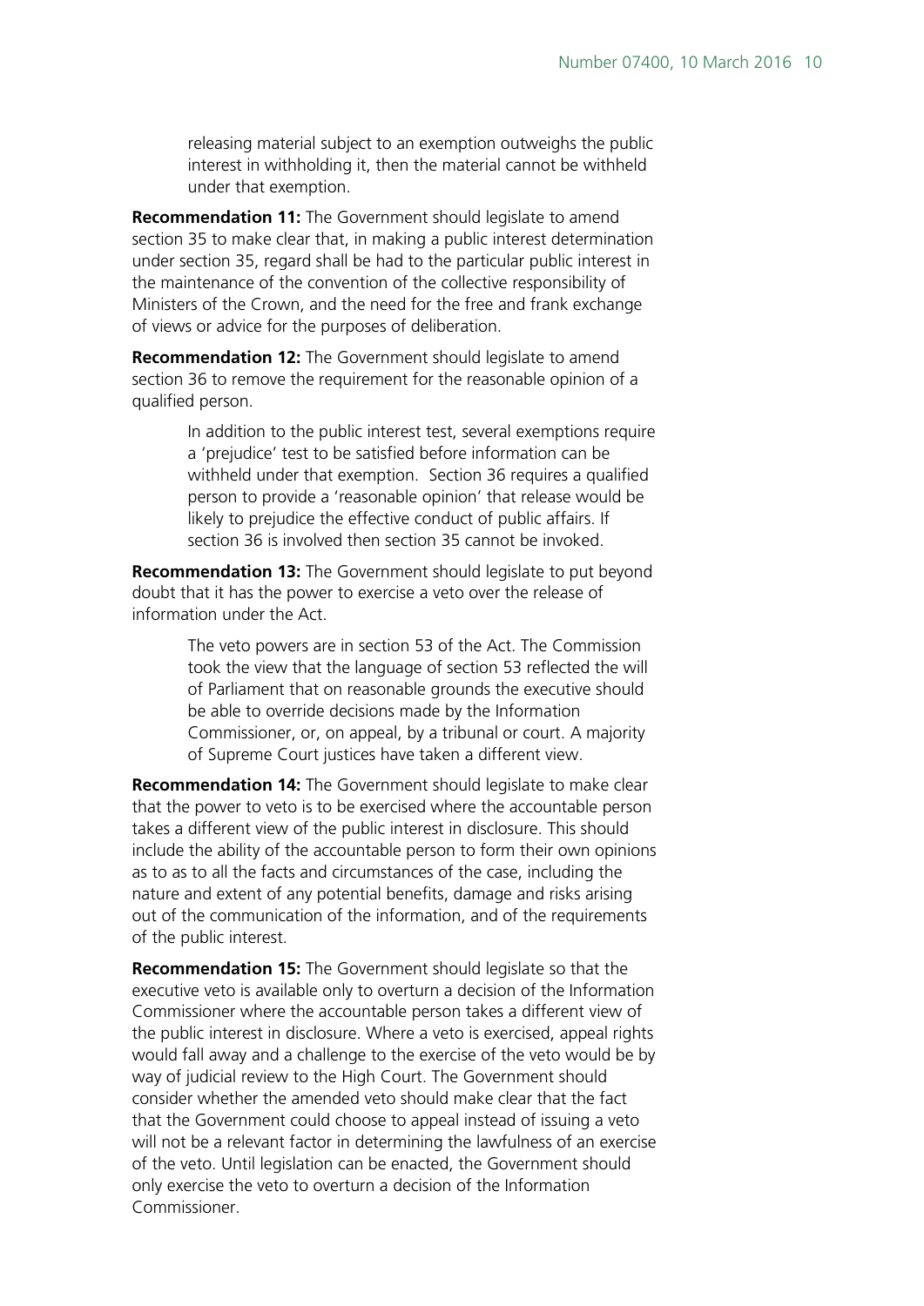> releasing material subject to an exemption outweighs the public interest in withholding it, then the material cannot be withheld under that exemption.

**Recommendation 11:** The Government should legislate to amend section 35 to make clear that, in making a public interest determination under section 35, regard shall be had to the particular public interest in the maintenance of the convention of the collective responsibility of Ministers of the Crown, and the need for the free and frank exchange of views or advice for the purposes of deliberation.

**Recommendation 12:** The Government should legislate to amend section 36 to remove the requirement for the reasonable opinion of a qualified person.

> In addition to the public interest test, several exemptions require a 'prejudice' test to be satisfied before information can be withheld under that exemption. Section 36 requires a qualified person to provide a 'reasonable opinion' that release would be likely to prejudice the effective conduct of public affairs. If section 36 is involved then section 35 cannot be invoked.

**Recommendation 13:** The Government should legislate to put beyond doubt that it has the power to exercise a veto over the release of information under the Act.

> The veto powers are in section 53 of the Act. The Commission took the view that the language of section 53 reflected the will of Parliament that on reasonable grounds the executive should be able to override decisions made by the Information Commissioner, or, on appeal, by a tribunal or court. A majority of Supreme Court justices have taken a different view.

**Recommendation 14:** The Government should legislate to make clear that the power to veto is to be exercised where the accountable person takes a different view of the public interest in disclosure. This should include the ability of the accountable person to form their own opinions as to as to all the facts and circumstances of the case, including the nature and extent of any potential benefits, damage and risks arising out of the communication of the information, and of the requirements of the public interest.

**Recommendation 15:** The Government should legislate so that the executive veto is available only to overturn a decision of the Information Commissioner where the accountable person takes a different view of the public interest in disclosure. Where a veto is exercised, appeal rights would fall away and a challenge to the exercise of the veto would be by way of judicial review to the High Court. The Government should consider whether the amended veto should make clear that the fact that the Government could choose to appeal instead of issuing a veto will not be a relevant factor in determining the lawfulness of an exercise of the veto. Until legislation can be enacted, the Government should only exercise the veto to overturn a decision of the Information Commissioner.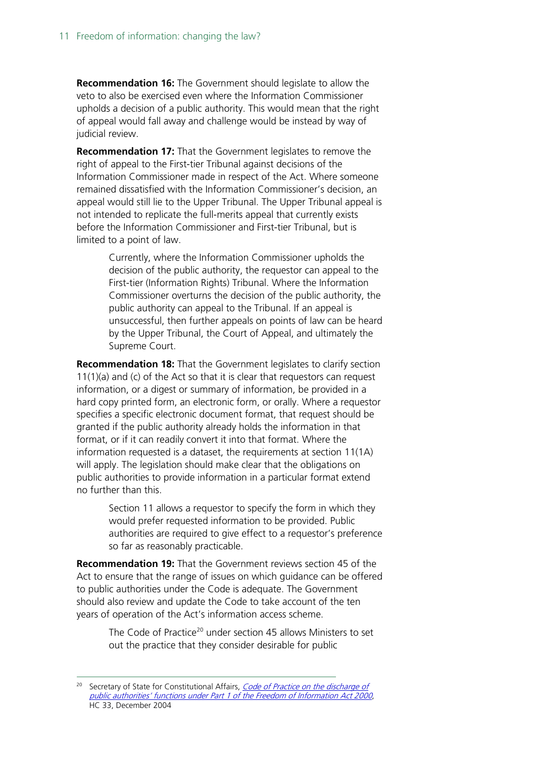**Recommendation 16:** The Government should legislate to allow the veto to also be exercised even where the Information Commissioner upholds a decision of a public authority. This would mean that the right of appeal would fall away and challenge would be instead by way of judicial review.

**Recommendation 17:** That the Government legislates to remove the right of appeal to the First-tier Tribunal against decisions of the Information Commissioner made in respect of the Act. Where someone remained dissatisfied with the Information Commissioner's decision, an appeal would still lie to the Upper Tribunal. The Upper Tribunal appeal is not intended to replicate the full-merits appeal that currently exists before the Information Commissioner and First-tier Tribunal, but is limited to a point of law.

> Currently, where the Information Commissioner upholds the decision of the public authority, the requestor can appeal to the First-tier (Information Rights) Tribunal. Where the Information Commissioner overturns the decision of the public authority, the public authority can appeal to the Tribunal. If an appeal is unsuccessful, then further appeals on points of law can be heard by the Upper Tribunal, the Court of Appeal, and ultimately the Supreme Court.

**Recommendation 18:** That the Government legislates to clarify section 11(1)(a) and (c) of the Act so that it is clear that requestors can request information, or a digest or summary of information, be provided in a hard copy printed form, an electronic form, or orally. Where a requestor specifies a specific electronic document format, that request should be granted if the public authority already holds the information in that format, or if it can readily convert it into that format. Where the information requested is a dataset, the requirements at section 11(1A) will apply. The legislation should make clear that the obligations on public authorities to provide information in a particular format extend no further than this.

> Section 11 allows a requestor to specify the form in which they would prefer requested information to be provided. Public authorities are required to give effect to a requestor's preference so far as reasonably practicable.

**Recommendation 19:** That the Government reviews section 45 of the Act to ensure that the range of issues on which guidance can be offered to public authorities under the Code is adequate. The Government should also review and update the Code to take account of the ten years of operation of the Act's information access scheme.

> The Code of Practice[20] under section 45 allows Ministers to set out the practice that they consider desirable for public

[20] Secretary of State for Constitutional Affairs, *Code of Practice on the discharge of public authorities' functions under Part 1 of the Freedom of Information Act 2000*, HC 33, December 2004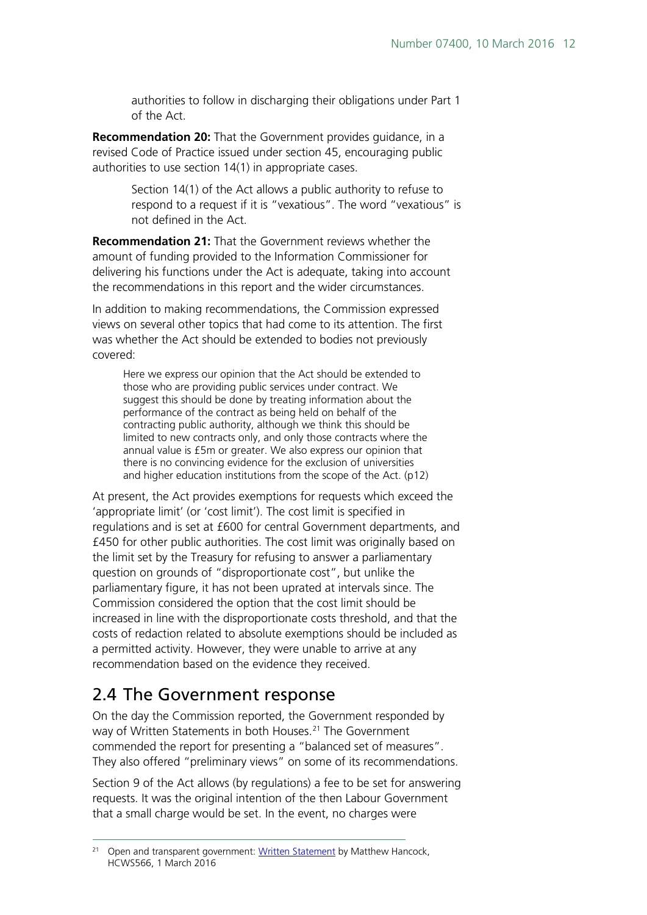authorities to follow in discharging their obligations under Part 1 of the Act.

**Recommendation 20:** That the Government provides guidance, in a revised Code of Practice issued under section 45, encouraging public authorities to use section 14(1) in appropriate cases.

> Section 14(1) of the Act allows a public authority to refuse to respond to a request if it is "vexatious". The word "vexatious" is not defined in the Act.

**Recommendation 21:** That the Government reviews whether the amount of funding provided to the Information Commissioner for delivering his functions under the Act is adequate, taking into account the recommendations in this report and the wider circumstances.

In addition to making recommendations, the Commission expressed views on several other topics that had come to its attention. The first was whether the Act should be extended to bodies not previously covered:

> Here we express our opinion that the Act should be extended to those who are providing public services under contract. We suggest this should be done by treating information about the performance of the contract as being held on behalf of the contracting public authority, although we think this should be limited to new contracts only, and only those contracts where the annual value is £5m or greater. We also express our opinion that there is no convincing evidence for the exclusion of universities and higher education institutions from the scope of the Act. (p12)

At present, the Act provides exemptions for requests which exceed the 'appropriate limit' (or 'cost limit'). The cost limit is specified in regulations and is set at £600 for central Government departments, and £450 for other public authorities. The cost limit was originally based on the limit set by the Treasury for refusing to answer a parliamentary question on grounds of "disproportionate cost", but unlike the parliamentary figure, it has not been uprated at intervals since. The Commission considered the option that the cost limit should be increased in line with the disproportionate costs threshold, and that the costs of redaction related to absolute exemptions should be included as a permitted activity. However, they were unable to arrive at any recommendation based on the evidence they received.

## 2.4 The Government response

On the day the Commission reported, the Government responded by way of Written Statements in both Houses.[21] The Government commended the report for presenting a "balanced set of measures". They also offered "preliminary views" on some of its recommendations.

Section 9 of the Act allows (by regulations) a fee to be set for answering requests. It was the original intention of the then Labour Government that a small charge would be set. In the event, no charges were

---

[21] Open and transparent government: Written Statement by Matthew Hancock, HCWS566, 1 March 2016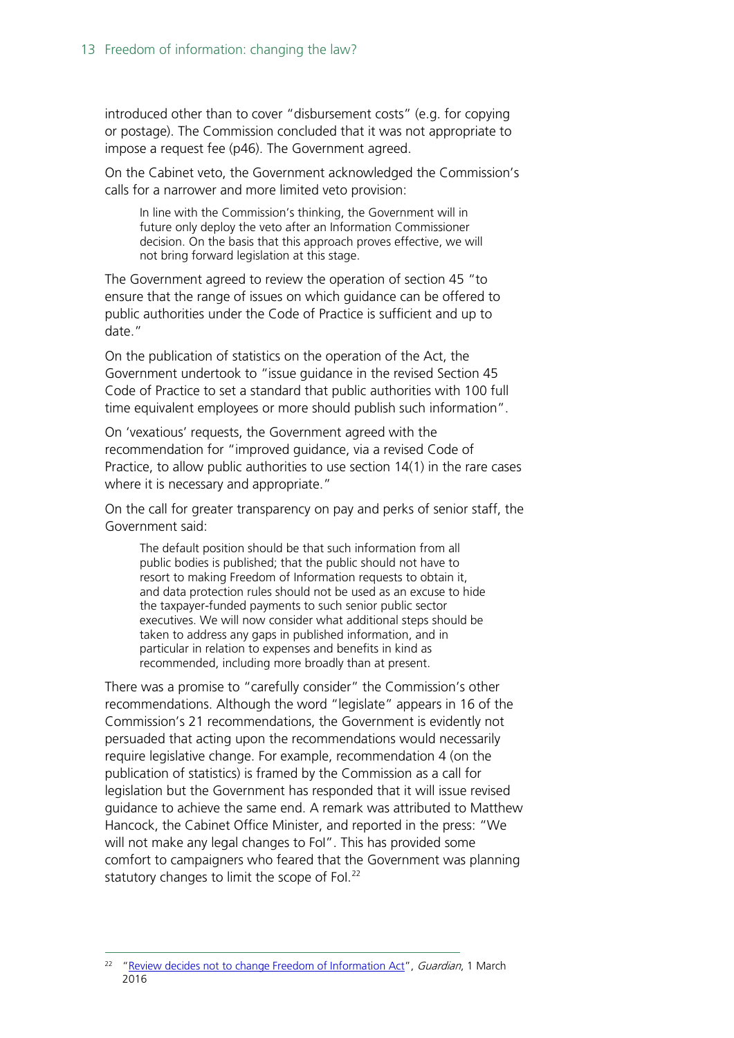introduced other than to cover "disbursement costs" (e.g. for copying or postage). The Commission concluded that it was not appropriate to impose a request fee (p46). The Government agreed.

On the Cabinet veto, the Government acknowledged the Commission's calls for a narrower and more limited veto provision:

> In line with the Commission's thinking, the Government will in future only deploy the veto after an Information Commissioner decision. On the basis that this approach proves effective, we will not bring forward legislation at this stage.

The Government agreed to review the operation of section 45 "to ensure that the range of issues on which guidance can be offered to public authorities under the Code of Practice is sufficient and up to date."

On the publication of statistics on the operation of the Act, the Government undertook to "issue guidance in the revised Section 45 Code of Practice to set a standard that public authorities with 100 full time equivalent employees or more should publish such information".

On 'vexatious' requests, the Government agreed with the recommendation for "improved guidance, via a revised Code of Practice, to allow public authorities to use section 14(1) in the rare cases where it is necessary and appropriate."

On the call for greater transparency on pay and perks of senior staff, the Government said:

> The default position should be that such information from all public bodies is published; that the public should not have to resort to making Freedom of Information requests to obtain it, and data protection rules should not be used as an excuse to hide the taxpayer-funded payments to such senior public sector executives. We will now consider what additional steps should be taken to address any gaps in published information, and in particular in relation to expenses and benefits in kind as recommended, including more broadly than at present.

There was a promise to "carefully consider" the Commission's other recommendations. Although the word "legislate" appears in 16 of the Commission's 21 recommendations, the Government is evidently not persuaded that acting upon the recommendations would necessarily require legislative change. For example, recommendation 4 (on the publication of statistics) is framed by the Commission as a call for legislation but the Government has responded that it will issue revised guidance to achieve the same end. A remark was attributed to Matthew Hancock, the Cabinet Office Minister, and reported in the press: "We will not make any legal changes to FoI". This has provided some comfort to campaigners who feared that the Government was planning statutory changes to limit the scope of FoI.[22]

---

[22] "Review decides not to change Freedom of Information Act", *Guardian*, 1 March 2016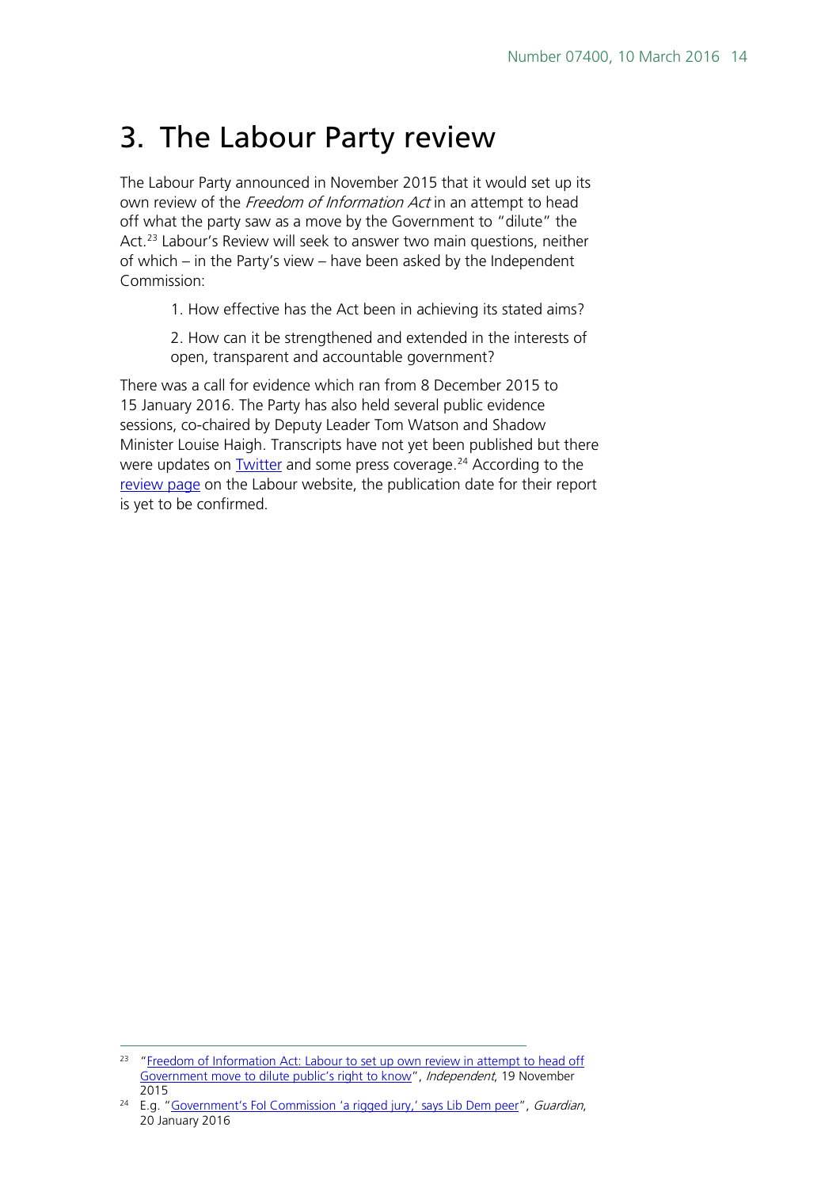# 3. The Labour Party review

The Labour Party announced in November 2015 that it would set up its own review of the *Freedom of Information Act* in an attempt to head off what the party saw as a move by the Government to "dilute" the Act.[23] Labour's Review will seek to answer two main questions, neither of which – in the Party's view – have been asked by the Independent Commission:

> 1. How effective has the Act been in achieving its stated aims?
>
> 2. How can it be strengthened and extended in the interests of open, transparent and accountable government?

There was a call for evidence which ran from 8 December 2015 to 15 January 2016. The Party has also held several public evidence sessions, co-chaired by Deputy Leader Tom Watson and Shadow Minister Louise Haigh. Transcripts have not yet been published but there were updates on Twitter and some press coverage.[24] According to the review page on the Labour website, the publication date for their report is yet to be confirmed.

---

[23] "Freedom of Information Act: Labour to set up own review in attempt to head off Government move to dilute public's right to know", *Independent*, 19 November 2015

[24] E.g. "Government's FoI Commission 'a rigged jury,' says Lib Dem peer", *Guardian*, 20 January 2016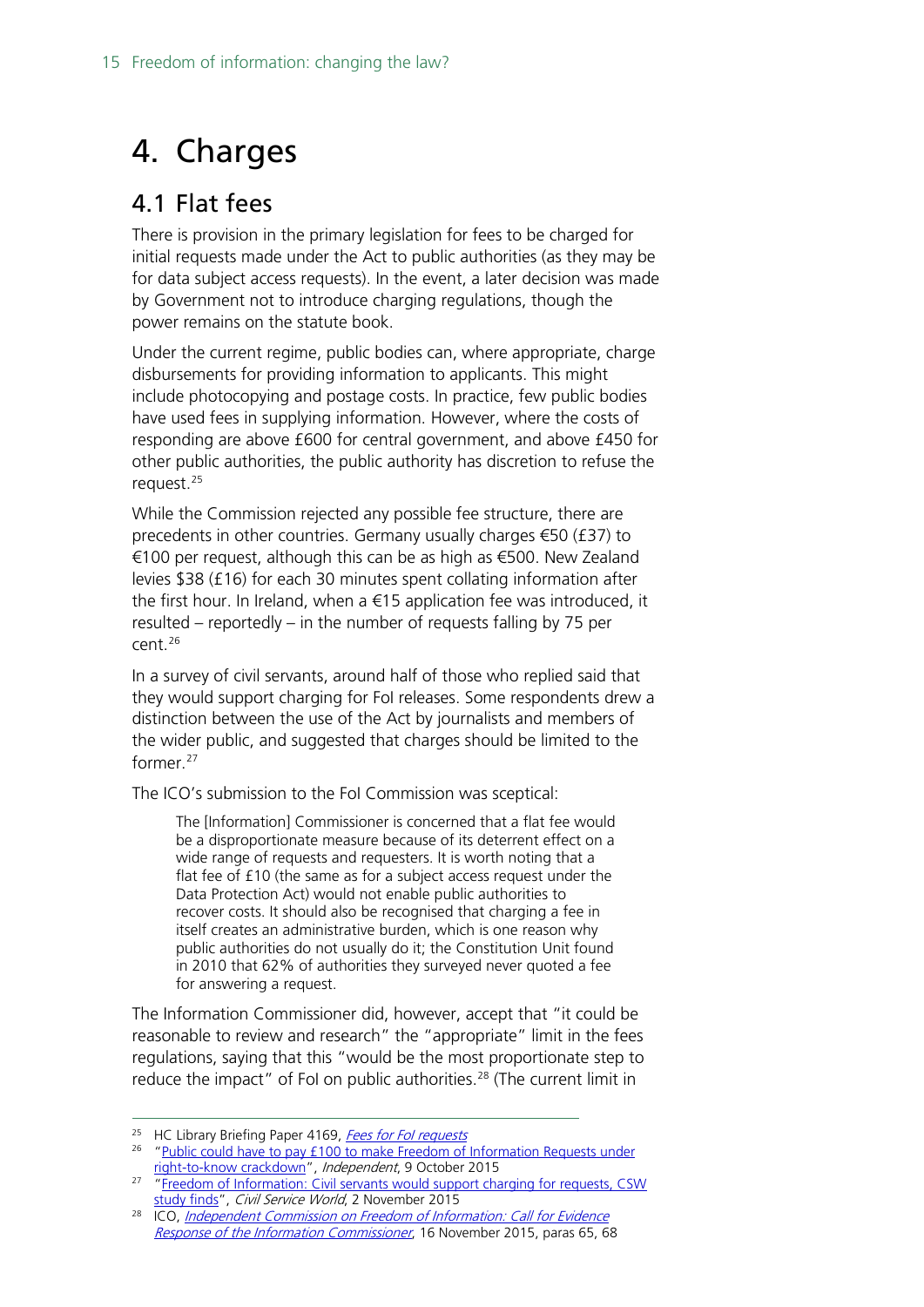# 4. Charges

## 4.1 Flat fees

There is provision in the primary legislation for fees to be charged for initial requests made under the Act to public authorities (as they may be for data subject access requests). In the event, a later decision was made by Government not to introduce charging regulations, though the power remains on the statute book.

Under the current regime, public bodies can, where appropriate, charge disbursements for providing information to applicants. This might include photocopying and postage costs. In practice, few public bodies have used fees in supplying information. However, where the costs of responding are above £600 for central government, and above £450 for other public authorities, the public authority has discretion to refuse the request.[25]

While the Commission rejected any possible fee structure, there are precedents in other countries. Germany usually charges €50 (£37) to €100 per request, although this can be as high as €500. New Zealand levies $38 (£16) for each 30 minutes spent collating information after the first hour. In Ireland, when a €15 application fee was introduced, it resulted – reportedly – in the number of requests falling by 75 per cent.[26]

In a survey of civil servants, around half of those who replied said that they would support charging for FoI releases. Some respondents drew a distinction between the use of the Act by journalists and members of the wider public, and suggested that charges should be limited to the former.[27]

The ICO's submission to the FoI Commission was sceptical:

> The [Information] Commissioner is concerned that a flat fee would be a disproportionate measure because of its deterrent effect on a wide range of requests and requesters. It is worth noting that a flat fee of £10 (the same as for a subject access request under the Data Protection Act) would not enable public authorities to recover costs. It should also be recognised that charging a fee in itself creates an administrative burden, which is one reason why public authorities do not usually do it; the Constitution Unit found in 2010 that 62% of authorities they surveyed never quoted a fee for answering a request.

The Information Commissioner did, however, accept that "it could be reasonable to review and research" the "appropriate" limit in the fees regulations, saying that this "would be the most proportionate step to reduce the impact" of FoI on public authorities.[28] (The current limit in

---

[25] HC Library Briefing Paper 4169, *Fees for FoI requests*

[26] "Public could have to pay £100 to make Freedom of Information Requests under right-to-know crackdown", *Independent*, 9 October 2015

[27] "Freedom of Information: Civil servants would support charging for requests, CSW study finds", *Civil Service World*, 2 November 2015

[28] ICO, *Independent Commission on Freedom of Information: Call for Evidence Response of the Information Commissioner*, 16 November 2015, paras 65, 68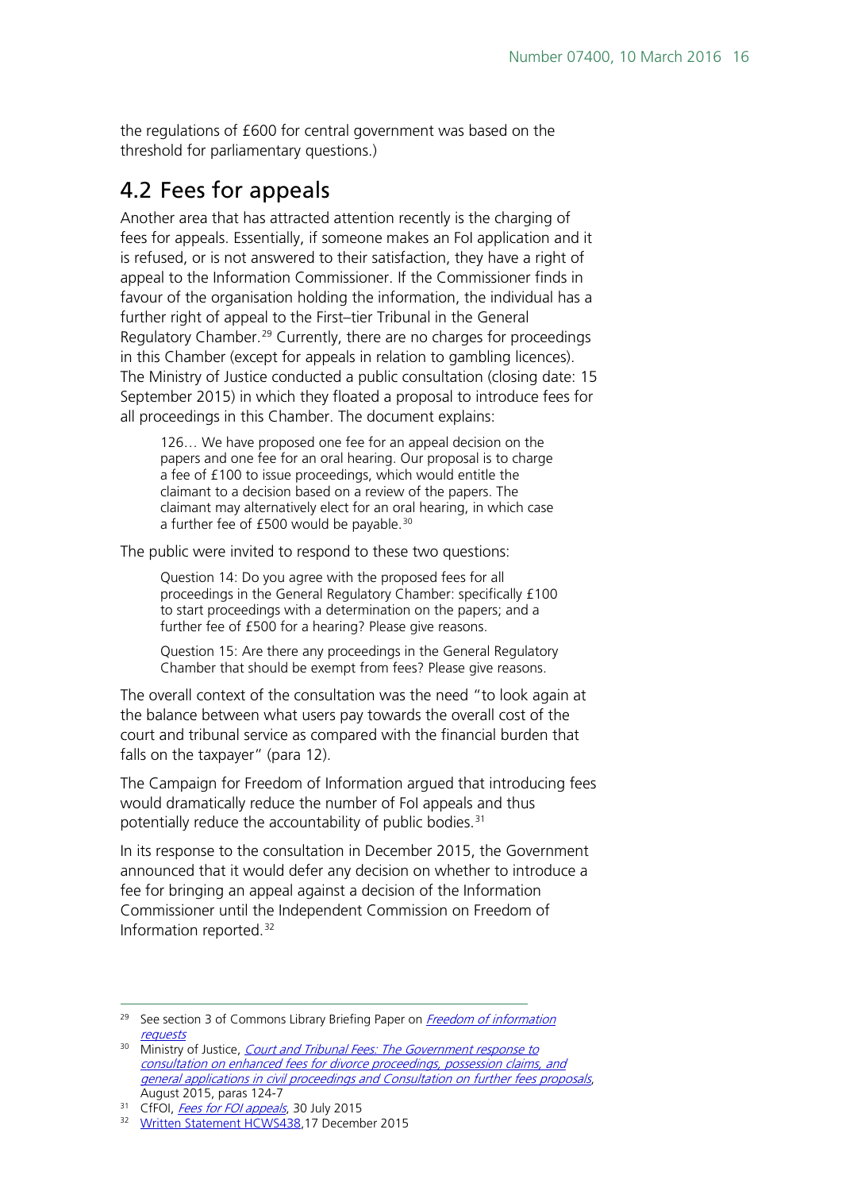the regulations of £600 for central government was based on the threshold for parliamentary questions.)

## 4.2 Fees for appeals

Another area that has attracted attention recently is the charging of fees for appeals. Essentially, if someone makes an FoI application and it is refused, or is not answered to their satisfaction, they have a right of appeal to the Information Commissioner. If the Commissioner finds in favour of the organisation holding the information, the individual has a further right of appeal to the First–tier Tribunal in the General Regulatory Chamber.[29] Currently, there are no charges for proceedings in this Chamber (except for appeals in relation to gambling licences). The Ministry of Justice conducted a public consultation (closing date: 15 September 2015) in which they floated a proposal to introduce fees for all proceedings in this Chamber. The document explains:

> 126… We have proposed one fee for an appeal decision on the papers and one fee for an oral hearing. Our proposal is to charge a fee of £100 to issue proceedings, which would entitle the claimant to a decision based on a review of the papers. The claimant may alternatively elect for an oral hearing, in which case a further fee of £500 would be payable.[30]

The public were invited to respond to these two questions:

> Question 14: Do you agree with the proposed fees for all proceedings in the General Regulatory Chamber: specifically £100 to start proceedings with a determination on the papers; and a further fee of £500 for a hearing? Please give reasons.
>
> Question 15: Are there any proceedings in the General Regulatory Chamber that should be exempt from fees? Please give reasons.

The overall context of the consultation was the need "to look again at the balance between what users pay towards the overall cost of the court and tribunal service as compared with the financial burden that falls on the taxpayer" (para 12).

The Campaign for Freedom of Information argued that introducing fees would dramatically reduce the number of FoI appeals and thus potentially reduce the accountability of public bodies.[31]

In its response to the consultation in December 2015, the Government announced that it would defer any decision on whether to introduce a fee for bringing an appeal against a decision of the Information Commissioner until the Independent Commission on Freedom of Information reported.[32]

---

[29] See section 3 of Commons Library Briefing Paper on *Freedom of information requests*

[30] Ministry of Justice, *Court and Tribunal Fees: The Government response to consultation on enhanced fees for divorce proceedings, possession claims, and general applications in civil proceedings and Consultation on further fees proposals*, August 2015, paras 124-7

[31] CfFOI, *Fees for FOI appeals*, 30 July 2015

[32] Written Statement HCWS438,17 December 2015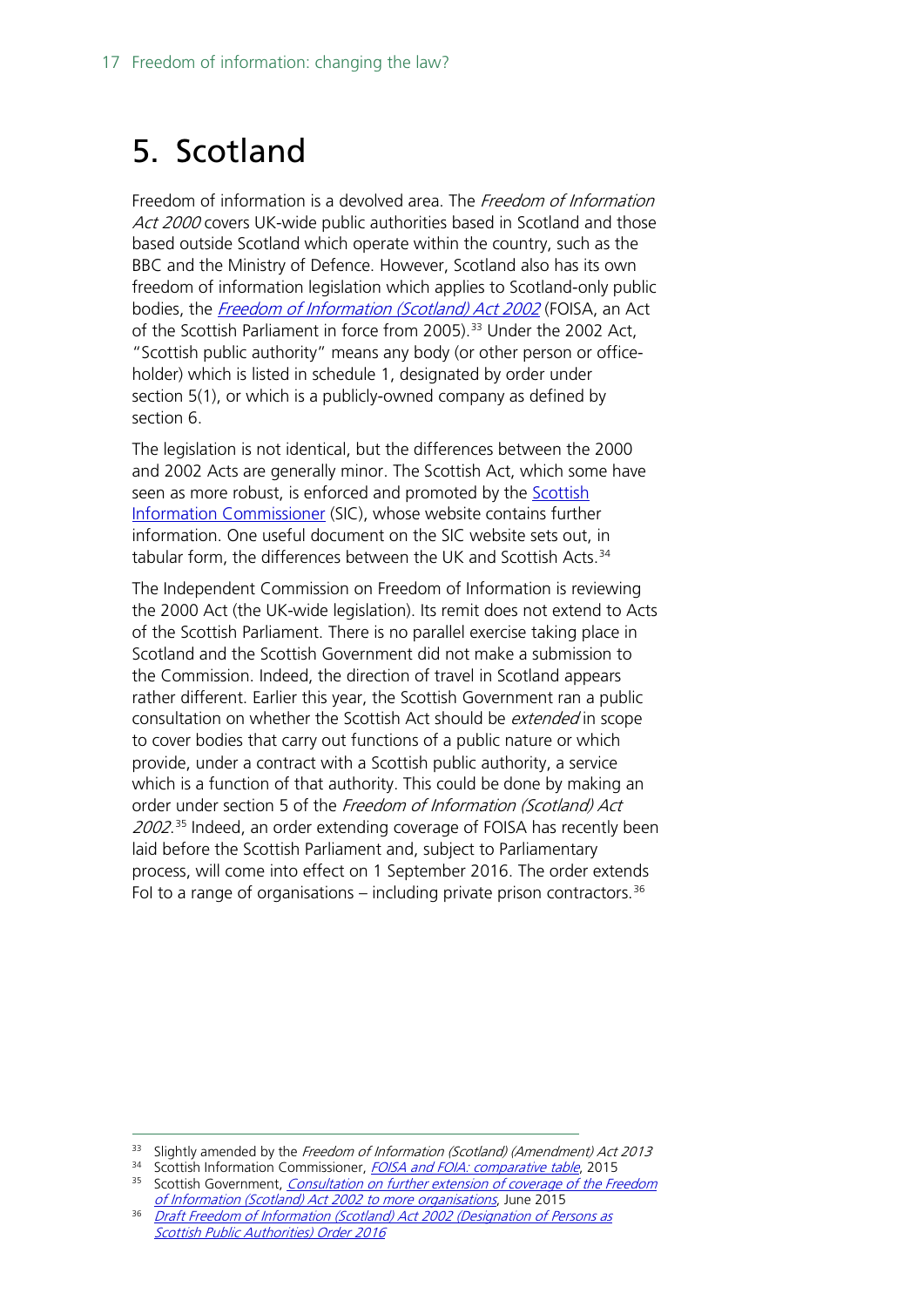# 5. Scotland

Freedom of information is a devolved area. The *Freedom of Information Act 2000* covers UK-wide public authorities based in Scotland and those based outside Scotland which operate within the country, such as the BBC and the Ministry of Defence. However, Scotland also has its own freedom of information legislation which applies to Scotland-only public bodies, the *Freedom of Information (Scotland) Act 2002* (FOISA, an Act of the Scottish Parliament in force from 2005).[33] Under the 2002 Act, "Scottish public authority" means any body (or other person or office-holder) which is listed in schedule 1, designated by order under section 5(1), or which is a publicly-owned company as defined by section 6.

The legislation is not identical, but the differences between the 2000 and 2002 Acts are generally minor. The Scottish Act, which some have seen as more robust, is enforced and promoted by the Scottish Information Commissioner (SIC), whose website contains further information. One useful document on the SIC website sets out, in tabular form, the differences between the UK and Scottish Acts.[34]

The Independent Commission on Freedom of Information is reviewing the 2000 Act (the UK-wide legislation). Its remit does not extend to Acts of the Scottish Parliament. There is no parallel exercise taking place in Scotland and the Scottish Government did not make a submission to the Commission. Indeed, the direction of travel in Scotland appears rather different. Earlier this year, the Scottish Government ran a public consultation on whether the Scottish Act should be *extended* in scope to cover bodies that carry out functions of a public nature or which provide, under a contract with a Scottish public authority, a service which is a function of that authority. This could be done by making an order under section 5 of the *Freedom of Information (Scotland) Act 2002*.[35] Indeed, an order extending coverage of FOISA has recently been laid before the Scottish Parliament and, subject to Parliamentary process, will come into effect on 1 September 2016. The order extends FoI to a range of organisations – including private prison contractors.[36]

---

[33] Slightly amended by the *Freedom of Information (Scotland) (Amendment) Act 2013*

[34] Scottish Information Commissioner, *FOISA and FOIA: comparative table*, 2015

[35] Scottish Government, *Consultation on further extension of coverage of the Freedom of Information (Scotland) Act 2002 to more organisations*, June 2015

[36] *Draft Freedom of Information (Scotland) Act 2002 (Designation of Persons as Scottish Public Authorities) Order 2016*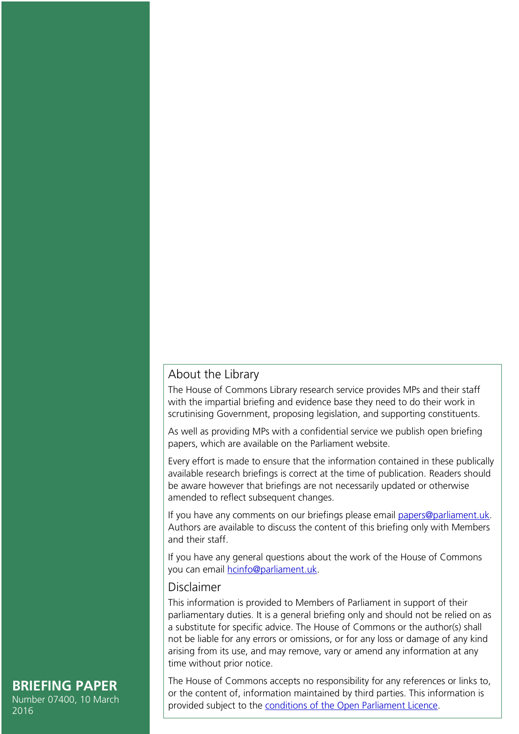**BRIEFING PAPER**
Number 07400, 10 March 2016

## About the Library

The House of Commons Library research service provides MPs and their staff with the impartial briefing and evidence base they need to do their work in scrutinising Government, proposing legislation, and supporting constituents.

As well as providing MPs with a confidential service we publish open briefing papers, which are available on the Parliament website.

Every effort is made to ensure that the information contained in these publically available research briefings is correct at the time of publication. Readers should be aware however that briefings are not necessarily updated or otherwise amended to reflect subsequent changes.

If you have any comments on our briefings please email papers@parliament.uk. Authors are available to discuss the content of this briefing only with Members and their staff.

If you have any general questions about the work of the House of Commons you can email hcinfo@parliament.uk.

## Disclaimer

This information is provided to Members of Parliament in support of their parliamentary duties. It is a general briefing only and should not be relied on as a substitute for specific advice. The House of Commons or the author(s) shall not be liable for any errors or omissions, or for any loss or damage of any kind arising from its use, and may remove, vary or amend any information at any time without prior notice.

The House of Commons accepts no responsibility for any references or links to, or the content of, information maintained by third parties. This information is provided subject to the conditions of the Open Parliament Licence.